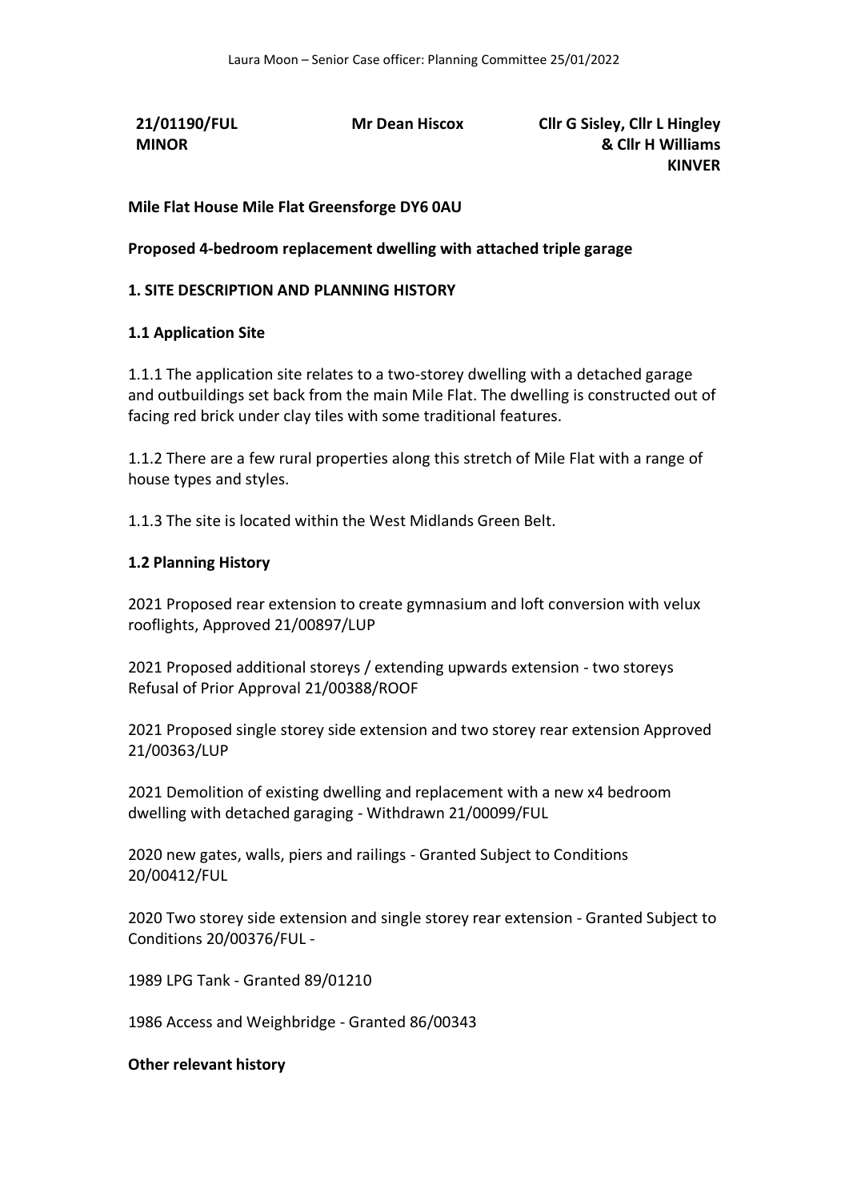**21/01190/FUL** **Mr Dean Hiscox** **Cllr G Sisley, Cllr L Hingley & Cllr H Williams**
**MINOR** **KINVER**

**Mile Flat House Mile Flat Greensforge DY6 0AU**

**Proposed 4-bedroom replacement dwelling with attached triple garage**

## 1. SITE DESCRIPTION AND PLANNING HISTORY

### 1.1 Application Site

1.1.1 The application site relates to a two-storey dwelling with a detached garage and outbuildings set back from the main Mile Flat. The dwelling is constructed out of facing red brick under clay tiles with some traditional features.

1.1.2 There are a few rural properties along this stretch of Mile Flat with a range of house types and styles.

1.1.3 The site is located within the West Midlands Green Belt.

### 1.2 Planning History

2021 Proposed rear extension to create gymnasium and loft conversion with velux rooflights, Approved 21/00897/LUP

2021 Proposed additional storeys / extending upwards extension - two storeys Refusal of Prior Approval 21/00388/ROOF

2021 Proposed single storey side extension and two storey rear extension Approved 21/00363/LUP

2021 Demolition of existing dwelling and replacement with a new x4 bedroom dwelling with detached garaging - Withdrawn 21/00099/FUL

2020 new gates, walls, piers and railings - Granted Subject to Conditions 20/00412/FUL

2020 Two storey side extension and single storey rear extension - Granted Subject to Conditions 20/00376/FUL -

1989 LPG Tank - Granted 89/01210

1986 Access and Weighbridge - Granted 86/00343

**Other relevant history**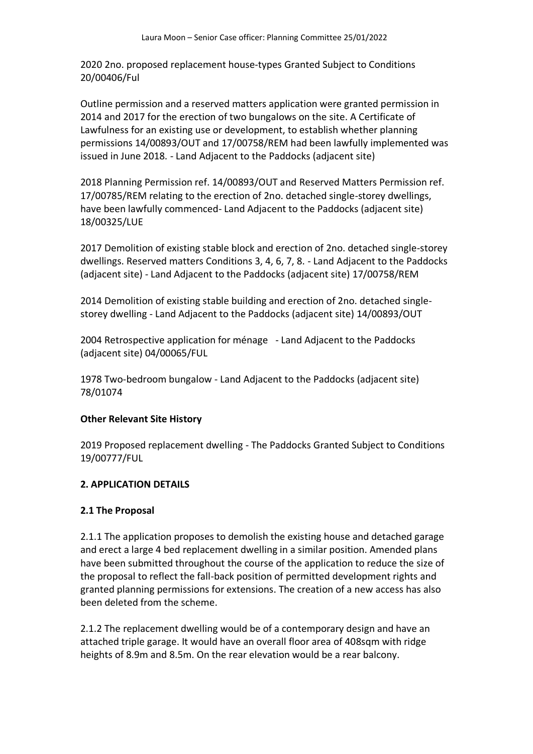2020 2no. proposed replacement house-types Granted Subject to Conditions 20/00406/Ful

Outline permission and a reserved matters application were granted permission in 2014 and 2017 for the erection of two bungalows on the site. A Certificate of Lawfulness for an existing use or development, to establish whether planning permissions 14/00893/OUT and 17/00758/REM had been lawfully implemented was issued in June 2018. - Land Adjacent to the Paddocks (adjacent site)

2018 Planning Permission ref. 14/00893/OUT and Reserved Matters Permission ref. 17/00785/REM relating to the erection of 2no. detached single-storey dwellings, have been lawfully commenced- Land Adjacent to the Paddocks (adjacent site) 18/00325/LUE

2017 Demolition of existing stable block and erection of 2no. detached single-storey dwellings. Reserved matters Conditions 3, 4, 6, 7, 8. - Land Adjacent to the Paddocks (adjacent site) - Land Adjacent to the Paddocks (adjacent site) 17/00758/REM

2014 Demolition of existing stable building and erection of 2no. detached single-storey dwelling - Land Adjacent to the Paddocks (adjacent site) 14/00893/OUT

2004 Retrospective application for ménage - Land Adjacent to the Paddocks (adjacent site) 04/00065/FUL

1978 Two-bedroom bungalow - Land Adjacent to the Paddocks (adjacent site) 78/01074

**Other Relevant Site History**

2019 Proposed replacement dwelling - The Paddocks Granted Subject to Conditions 19/00777/FUL

## 2. APPLICATION DETAILS

### 2.1 The Proposal

2.1.1 The application proposes to demolish the existing house and detached garage and erect a large 4 bed replacement dwelling in a similar position. Amended plans have been submitted throughout the course of the application to reduce the size of the proposal to reflect the fall-back position of permitted development rights and granted planning permissions for extensions. The creation of a new access has also been deleted from the scheme.

2.1.2 The replacement dwelling would be of a contemporary design and have an attached triple garage. It would have an overall floor area of 408sqm with ridge heights of 8.9m and 8.5m. On the rear elevation would be a rear balcony.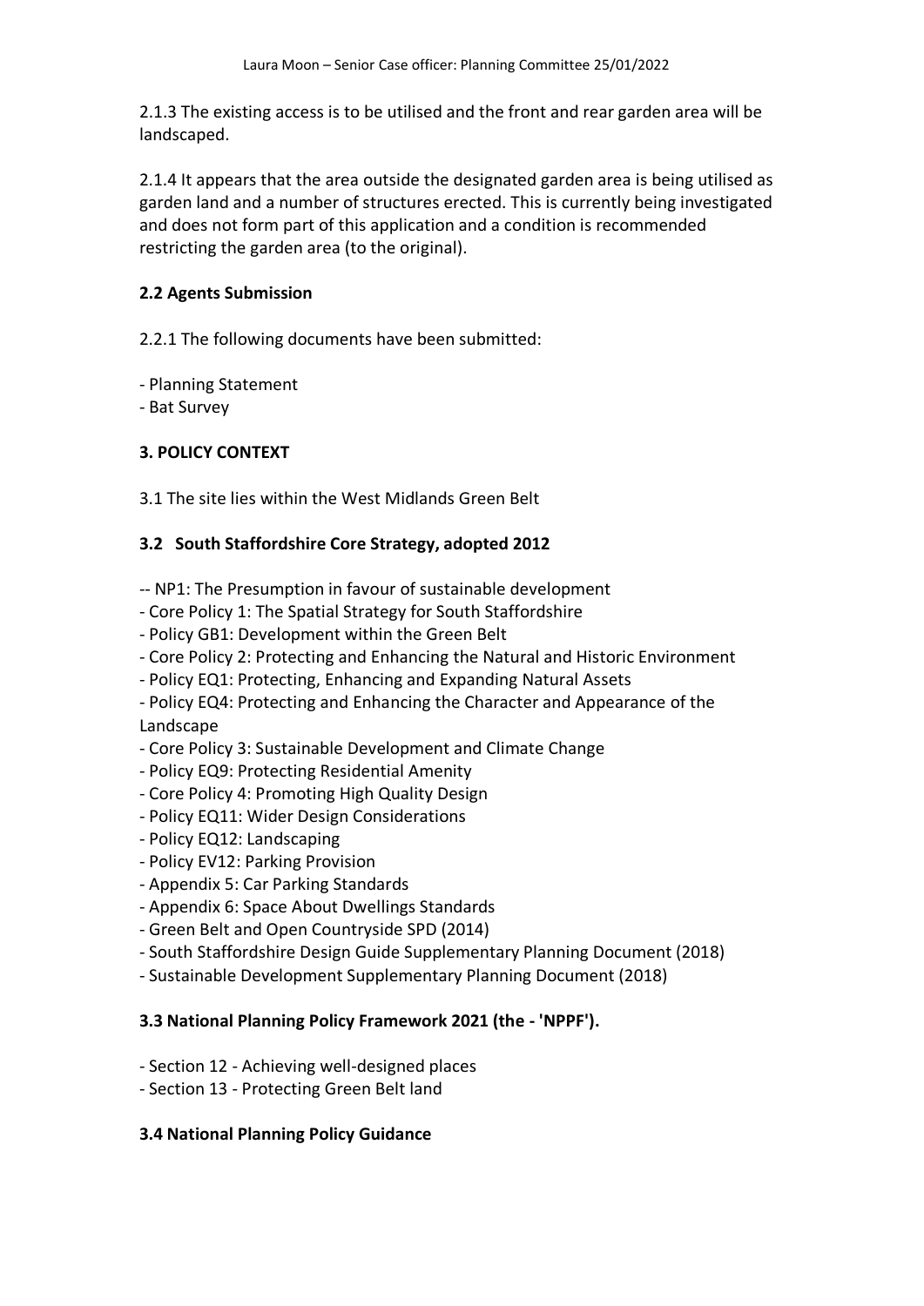2.1.3 The existing access is to be utilised and the front and rear garden area will be landscaped.

2.1.4 It appears that the area outside the designated garden area is being utilised as garden land and a number of structures erected. This is currently being investigated and does not form part of this application and a condition is recommended restricting the garden area (to the original).

**2.2 Agents Submission**

2.2.1 The following documents have been submitted:

- Planning Statement
- Bat Survey

**3. POLICY CONTEXT**

3.1 The site lies within the West Midlands Green Belt

**3.2 South Staffordshire Core Strategy, adopted 2012**

-- NP1: The Presumption in favour of sustainable development
- Core Policy 1: The Spatial Strategy for South Staffordshire
- Policy GB1: Development within the Green Belt
- Core Policy 2: Protecting and Enhancing the Natural and Historic Environment
- Policy EQ1: Protecting, Enhancing and Expanding Natural Assets
- Policy EQ4: Protecting and Enhancing the Character and Appearance of the Landscape
- Core Policy 3: Sustainable Development and Climate Change
- Policy EQ9: Protecting Residential Amenity
- Core Policy 4: Promoting High Quality Design
- Policy EQ11: Wider Design Considerations
- Policy EQ12: Landscaping
- Policy EV12: Parking Provision
- Appendix 5: Car Parking Standards
- Appendix 6: Space About Dwellings Standards
- Green Belt and Open Countryside SPD (2014)
- South Staffordshire Design Guide Supplementary Planning Document (2018)
- Sustainable Development Supplementary Planning Document (2018)

**3.3 National Planning Policy Framework 2021 (the - 'NPPF').**

- Section 12 - Achieving well-designed places
- Section 13 - Protecting Green Belt land

**3.4 National Planning Policy Guidance**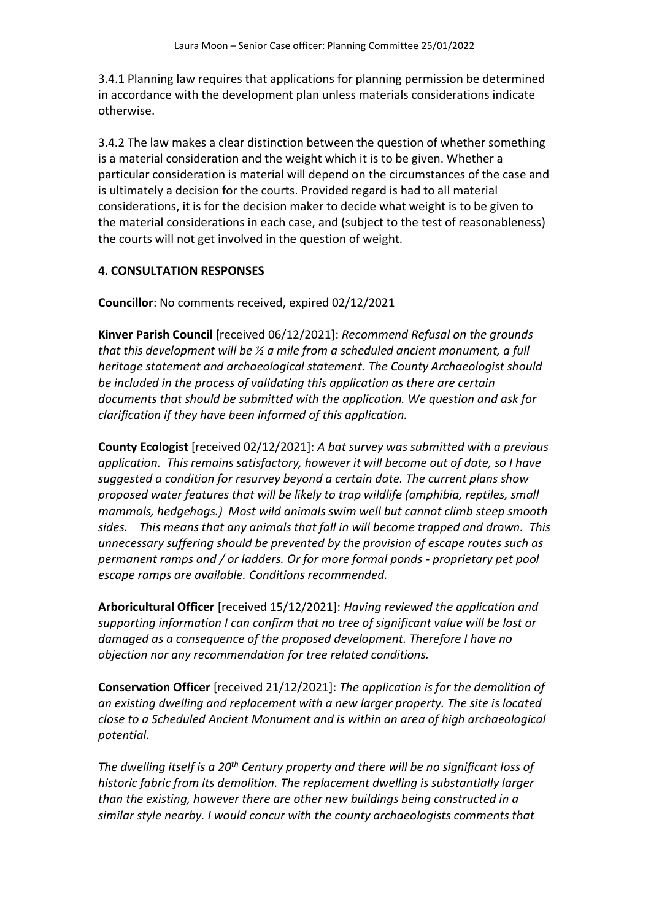3.4.1 Planning law requires that applications for planning permission be determined in accordance with the development plan unless materials considerations indicate otherwise.

3.4.2 The law makes a clear distinction between the question of whether something is a material consideration and the weight which it is to be given. Whether a particular consideration is material will depend on the circumstances of the case and is ultimately a decision for the courts. Provided regard is had to all material considerations, it is for the decision maker to decide what weight is to be given to the material considerations in each case, and (subject to the test of reasonableness) the courts will not get involved in the question of weight.

**4. CONSULTATION RESPONSES**

**Councillor**: No comments received, expired 02/12/2021

**Kinver Parish Council** [received 06/12/2021]: *Recommend Refusal on the grounds that this development will be ½ a mile from a scheduled ancient monument, a full heritage statement and archaeological statement. The County Archaeologist should be included in the process of validating this application as there are certain documents that should be submitted with the application. We question and ask for clarification if they have been informed of this application.*

**County Ecologist** [received 02/12/2021]: *A bat survey was submitted with a previous application. This remains satisfactory, however it will become out of date, so I have suggested a condition for resurvey beyond a certain date. The current plans show proposed water features that will be likely to trap wildlife (amphibia, reptiles, small mammals, hedgehogs.) Most wild animals swim well but cannot climb steep smooth sides. This means that any animals that fall in will become trapped and drown. This unnecessary suffering should be prevented by the provision of escape routes such as permanent ramps and / or ladders. Or for more formal ponds - proprietary pet pool escape ramps are available. Conditions recommended.*

**Arboricultural Officer** [received 15/12/2021]: *Having reviewed the application and supporting information I can confirm that no tree of significant value will be lost or damaged as a consequence of the proposed development. Therefore I have no objection nor any recommendation for tree related conditions.*

**Conservation Officer** [received 21/12/2021]: *The application is for the demolition of an existing dwelling and replacement with a new larger property. The site is located close to a Scheduled Ancient Monument and is within an area of high archaeological potential.*

*The dwelling itself is a 20th Century property and there will be no significant loss of historic fabric from its demolition. The replacement dwelling is substantially larger than the existing, however there are other new buildings being constructed in a similar style nearby. I would concur with the county archaeologists comments that*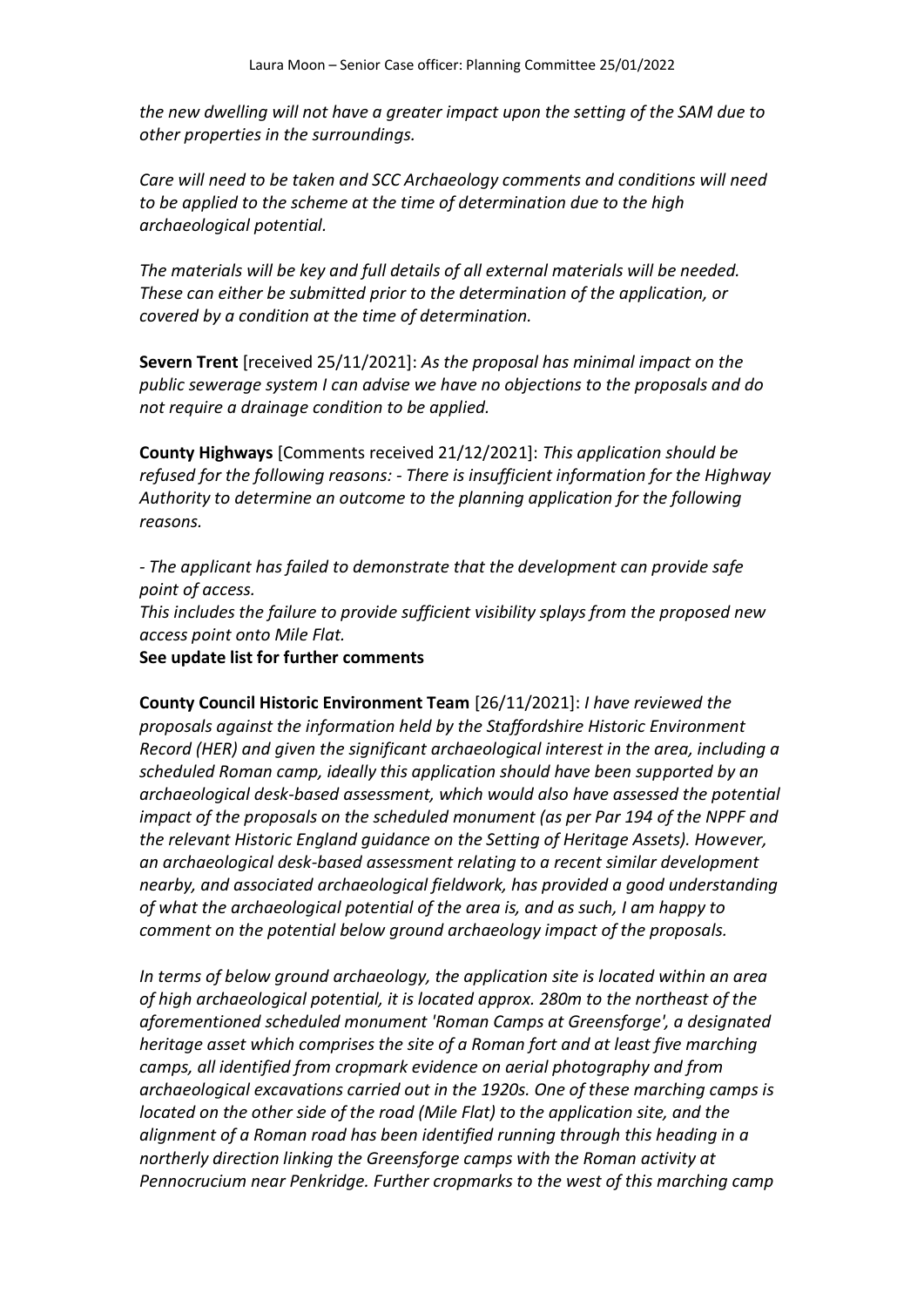*the new dwelling will not have a greater impact upon the setting of the SAM due to other properties in the surroundings.*

*Care will need to be taken and SCC Archaeology comments and conditions will need to be applied to the scheme at the time of determination due to the high archaeological potential.*

*The materials will be key and full details of all external materials will be needed. These can either be submitted prior to the determination of the application, or covered by a condition at the time of determination.*

**Severn Trent** [received 25/11/2021]: *As the proposal has minimal impact on the public sewerage system I can advise we have no objections to the proposals and do not require a drainage condition to be applied.*

**County Highways** [Comments received 21/12/2021]: *This application should be refused for the following reasons: - There is insufficient information for the Highway Authority to determine an outcome to the planning application for the following reasons.*

*- The applicant has failed to demonstrate that the development can provide safe point of access.*
*This includes the failure to provide sufficient visibility splays from the proposed new access point onto Mile Flat.*
**See update list for further comments**

**County Council Historic Environment Team** [26/11/2021]: *I have reviewed the proposals against the information held by the Staffordshire Historic Environment Record (HER) and given the significant archaeological interest in the area, including a scheduled Roman camp, ideally this application should have been supported by an archaeological desk-based assessment, which would also have assessed the potential impact of the proposals on the scheduled monument (as per Par 194 of the NPPF and the relevant Historic England guidance on the Setting of Heritage Assets). However, an archaeological desk-based assessment relating to a recent similar development nearby, and associated archaeological fieldwork, has provided a good understanding of what the archaeological potential of the area is, and as such, I am happy to comment on the potential below ground archaeology impact of the proposals.*

*In terms of below ground archaeology, the application site is located within an area of high archaeological potential, it is located approx. 280m to the northeast of the aforementioned scheduled monument 'Roman Camps at Greensforge', a designated heritage asset which comprises the site of a Roman fort and at least five marching camps, all identified from cropmark evidence on aerial photography and from archaeological excavations carried out in the 1920s. One of these marching camps is located on the other side of the road (Mile Flat) to the application site, and the alignment of a Roman road has been identified running through this heading in a northerly direction linking the Greensforge camps with the Roman activity at Pennocrucium near Penkridge. Further cropmarks to the west of this marching camp*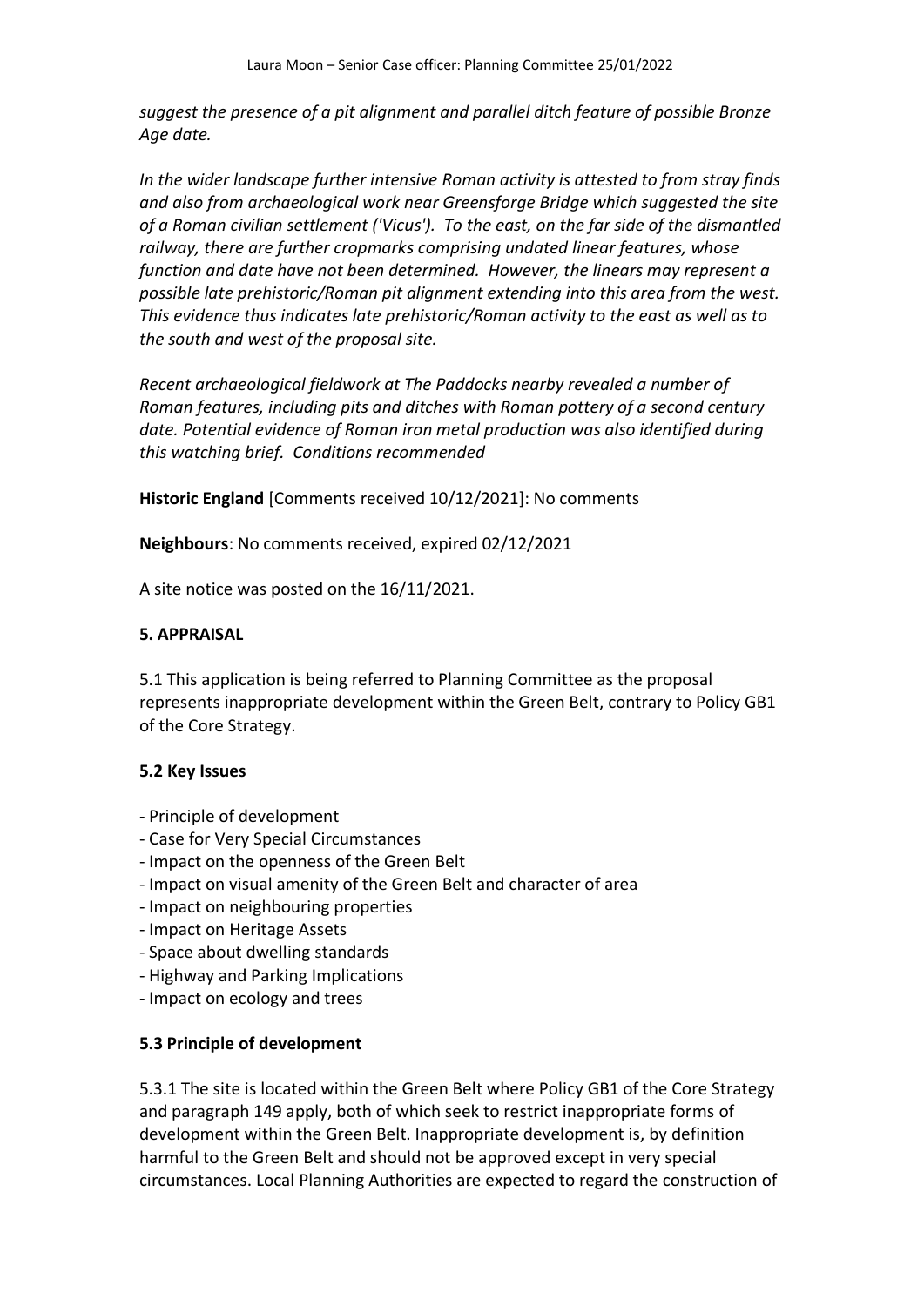*suggest the presence of a pit alignment and parallel ditch feature of possible Bronze Age date.*

*In the wider landscape further intensive Roman activity is attested to from stray finds and also from archaeological work near Greensforge Bridge which suggested the site of a Roman civilian settlement ('Vicus'). To the east, on the far side of the dismantled railway, there are further cropmarks comprising undated linear features, whose function and date have not been determined. However, the linears may represent a possible late prehistoric/Roman pit alignment extending into this area from the west. This evidence thus indicates late prehistoric/Roman activity to the east as well as to the south and west of the proposal site.*

*Recent archaeological fieldwork at The Paddocks nearby revealed a number of Roman features, including pits and ditches with Roman pottery of a second century date. Potential evidence of Roman iron metal production was also identified during this watching brief. Conditions recommended*

**Historic England** [Comments received 10/12/2021]: No comments

**Neighbours**: No comments received, expired 02/12/2021

A site notice was posted on the 16/11/2021.

## 5. APPRAISAL

5.1 This application is being referred to Planning Committee as the proposal represents inappropriate development within the Green Belt, contrary to Policy GB1 of the Core Strategy.

### 5.2 Key Issues

- Principle of development
- Case for Very Special Circumstances
- Impact on the openness of the Green Belt
- Impact on visual amenity of the Green Belt and character of area
- Impact on neighbouring properties
- Impact on Heritage Assets
- Space about dwelling standards
- Highway and Parking Implications
- Impact on ecology and trees

### 5.3 Principle of development

5.3.1 The site is located within the Green Belt where Policy GB1 of the Core Strategy and paragraph 149 apply, both of which seek to restrict inappropriate forms of development within the Green Belt. Inappropriate development is, by definition harmful to the Green Belt and should not be approved except in very special circumstances. Local Planning Authorities are expected to regard the construction of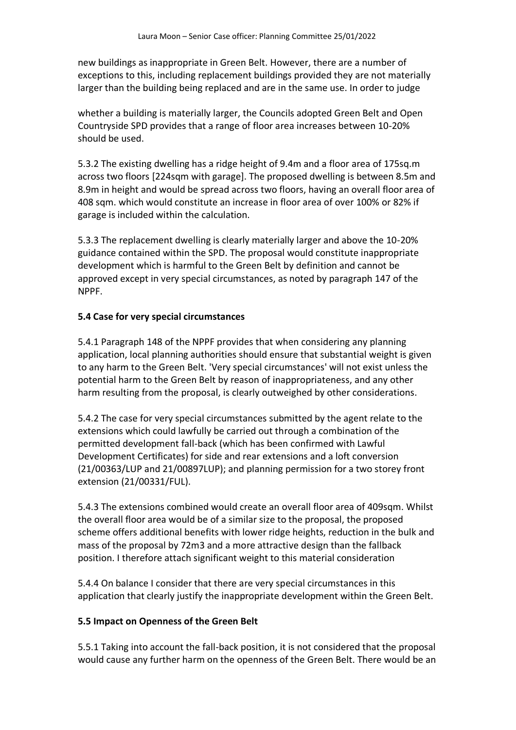new buildings as inappropriate in Green Belt. However, there are a number of exceptions to this, including replacement buildings provided they are not materially larger than the building being replaced and are in the same use. In order to judge

whether a building is materially larger, the Councils adopted Green Belt and Open Countryside SPD provides that a range of floor area increases between 10-20% should be used.

5.3.2 The existing dwelling has a ridge height of 9.4m and a floor area of 175sq.m across two floors [224sqm with garage]. The proposed dwelling is between 8.5m and 8.9m in height and would be spread across two floors, having an overall floor area of 408 sqm. which would constitute an increase in floor area of over 100% or 82% if garage is included within the calculation.

5.3.3 The replacement dwelling is clearly materially larger and above the 10-20% guidance contained within the SPD. The proposal would constitute inappropriate development which is harmful to the Green Belt by definition and cannot be approved except in very special circumstances, as noted by paragraph 147 of the NPPF.

**5.4 Case for very special circumstances**

5.4.1 Paragraph 148 of the NPPF provides that when considering any planning application, local planning authorities should ensure that substantial weight is given to any harm to the Green Belt. 'Very special circumstances' will not exist unless the potential harm to the Green Belt by reason of inappropriateness, and any other harm resulting from the proposal, is clearly outweighed by other considerations.

5.4.2 The case for very special circumstances submitted by the agent relate to the extensions which could lawfully be carried out through a combination of the permitted development fall-back (which has been confirmed with Lawful Development Certificates) for side and rear extensions and a loft conversion (21/00363/LUP and 21/00897LUP); and planning permission for a two storey front extension (21/00331/FUL).

5.4.3 The extensions combined would create an overall floor area of 409sqm. Whilst the overall floor area would be of a similar size to the proposal, the proposed scheme offers additional benefits with lower ridge heights, reduction in the bulk and mass of the proposal by 72m3 and a more attractive design than the fallback position. I therefore attach significant weight to this material consideration

5.4.4 On balance I consider that there are very special circumstances in this application that clearly justify the inappropriate development within the Green Belt.

**5.5 Impact on Openness of the Green Belt**

5.5.1 Taking into account the fall-back position, it is not considered that the proposal would cause any further harm on the openness of the Green Belt. There would be an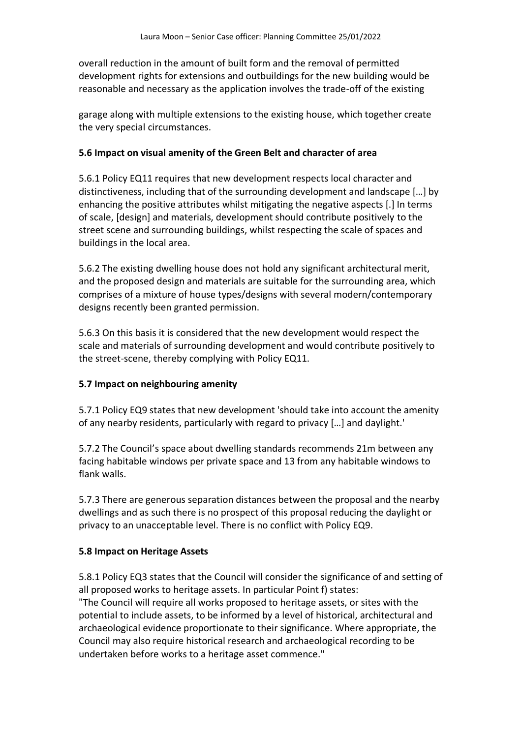overall reduction in the amount of built form and the removal of permitted development rights for extensions and outbuildings for the new building would be reasonable and necessary as the application involves the trade-off of the existing

garage along with multiple extensions to the existing house, which together create the very special circumstances.

**5.6 Impact on visual amenity of the Green Belt and character of area**

5.6.1 Policy EQ11 requires that new development respects local character and distinctiveness, including that of the surrounding development and landscape […] by enhancing the positive attributes whilst mitigating the negative aspects [.] In terms of scale, [design] and materials, development should contribute positively to the street scene and surrounding buildings, whilst respecting the scale of spaces and buildings in the local area.

5.6.2 The existing dwelling house does not hold any significant architectural merit, and the proposed design and materials are suitable for the surrounding area, which comprises of a mixture of house types/designs with several modern/contemporary designs recently been granted permission.

5.6.3 On this basis it is considered that the new development would respect the scale and materials of surrounding development and would contribute positively to the street-scene, thereby complying with Policy EQ11.

**5.7 Impact on neighbouring amenity**

5.7.1 Policy EQ9 states that new development 'should take into account the amenity of any nearby residents, particularly with regard to privacy […] and daylight.'

5.7.2 The Council's space about dwelling standards recommends 21m between any facing habitable windows per private space and 13 from any habitable windows to flank walls.

5.7.3 There are generous separation distances between the proposal and the nearby dwellings and as such there is no prospect of this proposal reducing the daylight or privacy to an unacceptable level. There is no conflict with Policy EQ9.

**5.8 Impact on Heritage Assets**

5.8.1 Policy EQ3 states that the Council will consider the significance of and setting of all proposed works to heritage assets. In particular Point f) states:
"The Council will require all works proposed to heritage assets, or sites with the potential to include assets, to be informed by a level of historical, architectural and archaeological evidence proportionate to their significance. Where appropriate, the Council may also require historical research and archaeological recording to be undertaken before works to a heritage asset commence."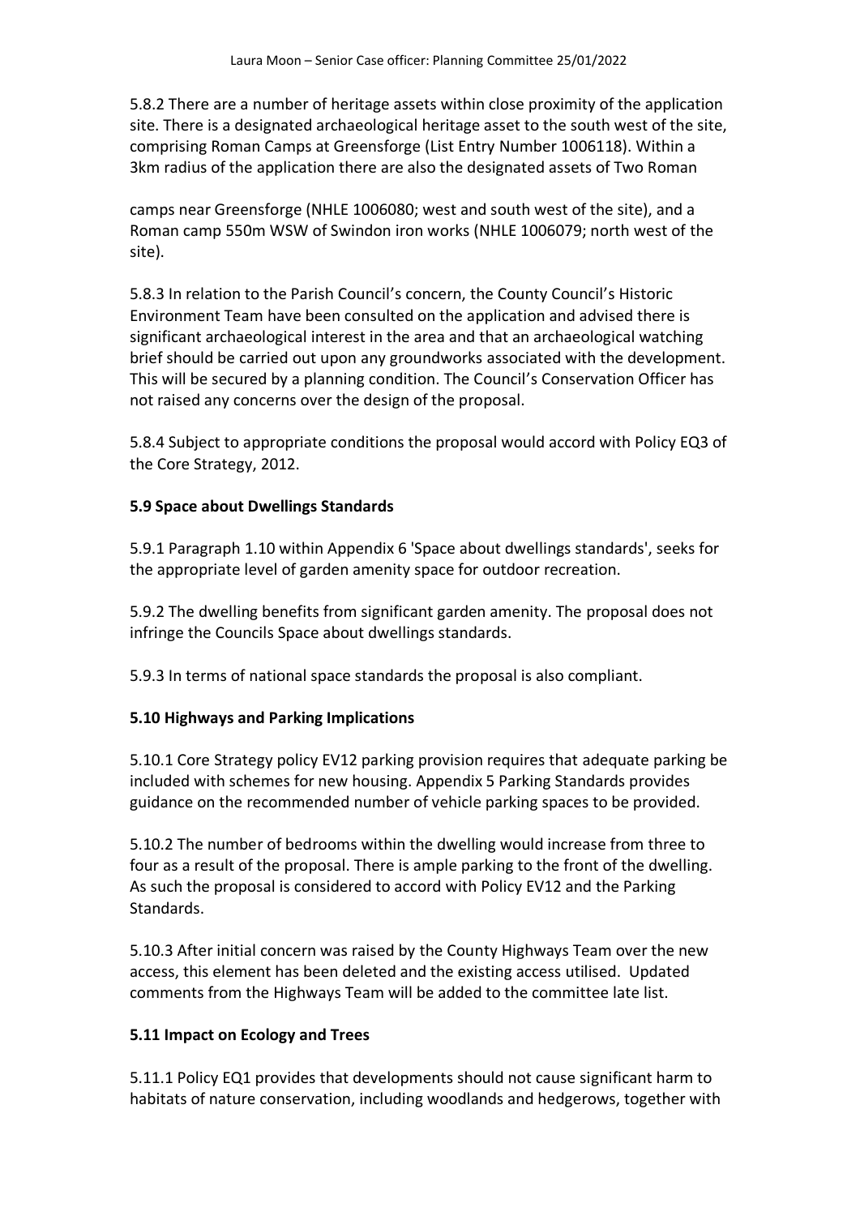5.8.2 There are a number of heritage assets within close proximity of the application site. There is a designated archaeological heritage asset to the south west of the site, comprising Roman Camps at Greensforge (List Entry Number 1006118). Within a 3km radius of the application there are also the designated assets of Two Roman camps near Greensforge (NHLE 1006080; west and south west of the site), and a Roman camp 550m WSW of Swindon iron works (NHLE 1006079; north west of the site).

5.8.3 In relation to the Parish Council's concern, the County Council's Historic Environment Team have been consulted on the application and advised there is significant archaeological interest in the area and that an archaeological watching brief should be carried out upon any groundworks associated with the development. This will be secured by a planning condition. The Council's Conservation Officer has not raised any concerns over the design of the proposal.

5.8.4 Subject to appropriate conditions the proposal would accord with Policy EQ3 of the Core Strategy, 2012.

### 5.9 Space about Dwellings Standards

5.9.1 Paragraph 1.10 within Appendix 6 'Space about dwellings standards', seeks for the appropriate level of garden amenity space for outdoor recreation.

5.9.2 The dwelling benefits from significant garden amenity. The proposal does not infringe the Councils Space about dwellings standards.

5.9.3 In terms of national space standards the proposal is also compliant.

### 5.10 Highways and Parking Implications

5.10.1 Core Strategy policy EV12 parking provision requires that adequate parking be included with schemes for new housing. Appendix 5 Parking Standards provides guidance on the recommended number of vehicle parking spaces to be provided.

5.10.2 The number of bedrooms within the dwelling would increase from three to four as a result of the proposal. There is ample parking to the front of the dwelling. As such the proposal is considered to accord with Policy EV12 and the Parking Standards.

5.10.3 After initial concern was raised by the County Highways Team over the new access, this element has been deleted and the existing access utilised. Updated comments from the Highways Team will be added to the committee late list.

### 5.11 Impact on Ecology and Trees

5.11.1 Policy EQ1 provides that developments should not cause significant harm to habitats of nature conservation, including woodlands and hedgerows, together with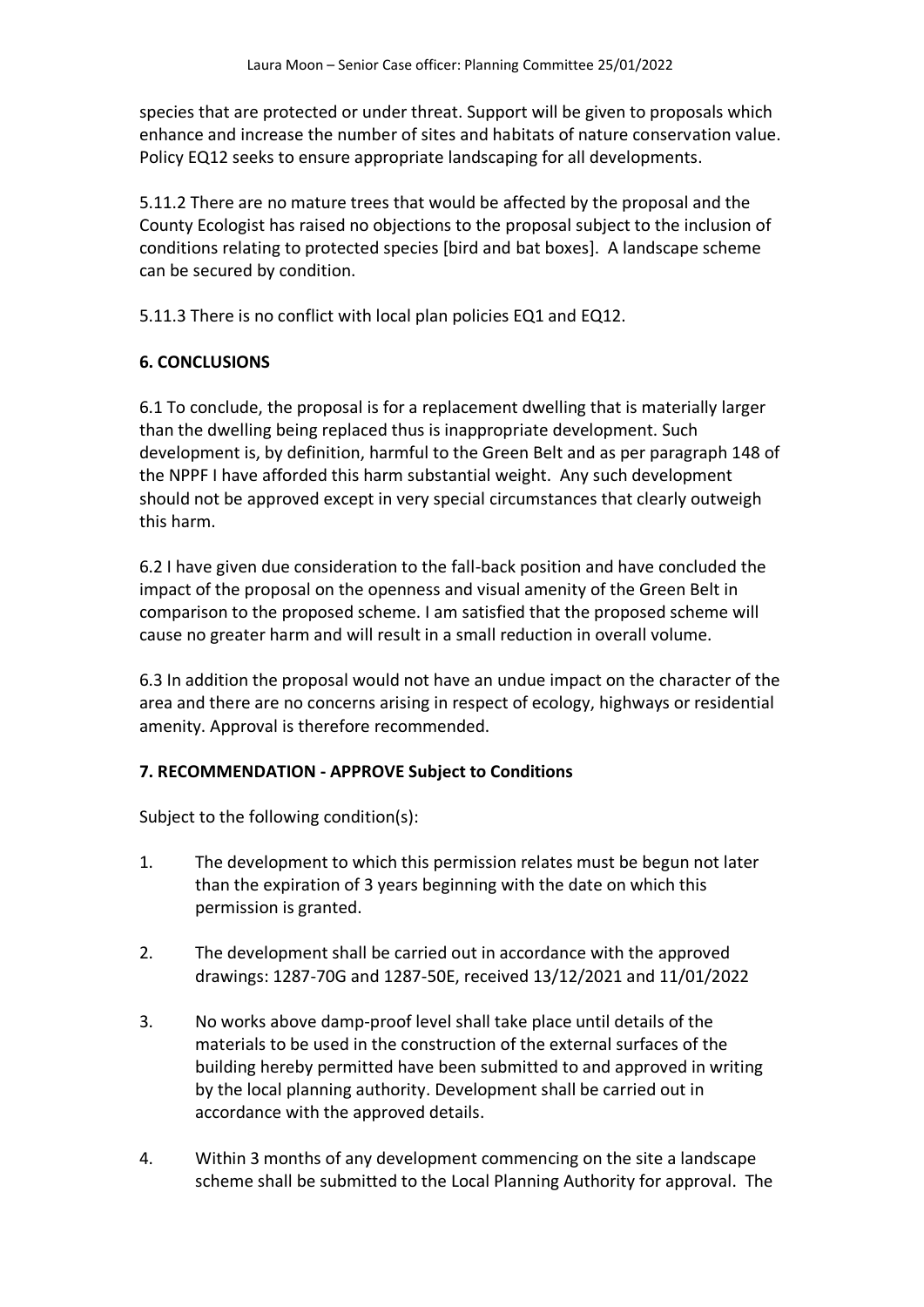species that are protected or under threat. Support will be given to proposals which enhance and increase the number of sites and habitats of nature conservation value. Policy EQ12 seeks to ensure appropriate landscaping for all developments.

5.11.2 There are no mature trees that would be affected by the proposal and the County Ecologist has raised no objections to the proposal subject to the inclusion of conditions relating to protected species [bird and bat boxes]. A landscape scheme can be secured by condition.

5.11.3 There is no conflict with local plan policies EQ1 and EQ12.

## 6. CONCLUSIONS

6.1 To conclude, the proposal is for a replacement dwelling that is materially larger than the dwelling being replaced thus is inappropriate development. Such development is, by definition, harmful to the Green Belt and as per paragraph 148 of the NPPF I have afforded this harm substantial weight. Any such development should not be approved except in very special circumstances that clearly outweigh this harm.

6.2 I have given due consideration to the fall-back position and have concluded the impact of the proposal on the openness and visual amenity of the Green Belt in comparison to the proposed scheme. I am satisfied that the proposed scheme will cause no greater harm and will result in a small reduction in overall volume.

6.3 In addition the proposal would not have an undue impact on the character of the area and there are no concerns arising in respect of ecology, highways or residential amenity. Approval is therefore recommended.

## 7. RECOMMENDATION - APPROVE Subject to Conditions

Subject to the following condition(s):

1. The development to which this permission relates must be begun not later than the expiration of 3 years beginning with the date on which this permission is granted.

2. The development shall be carried out in accordance with the approved drawings: 1287-70G and 1287-50E, received 13/12/2021 and 11/01/2022

3. No works above damp-proof level shall take place until details of the materials to be used in the construction of the external surfaces of the building hereby permitted have been submitted to and approved in writing by the local planning authority. Development shall be carried out in accordance with the approved details.

4. Within 3 months of any development commencing on the site a landscape scheme shall be submitted to the Local Planning Authority for approval. The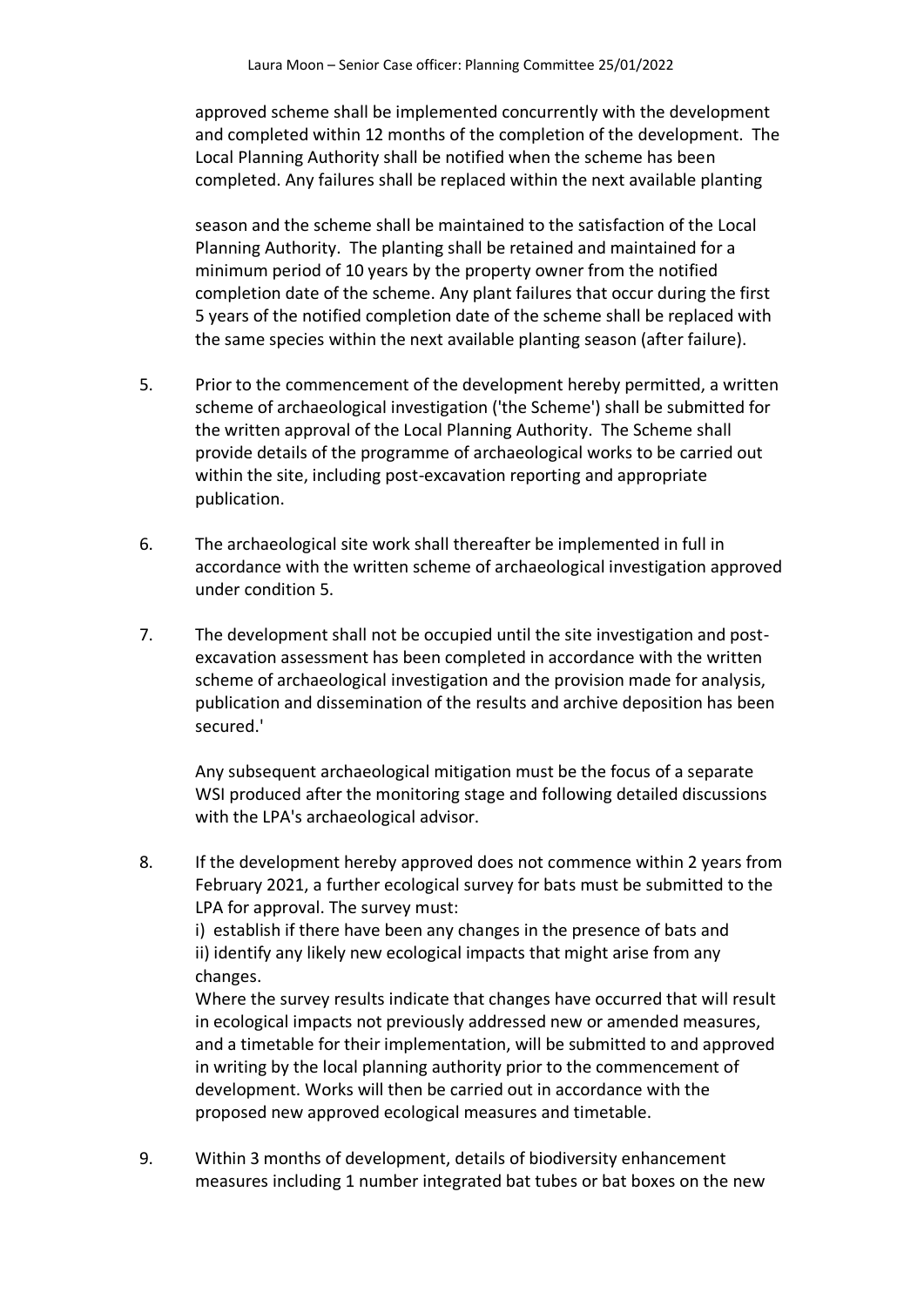approved scheme shall be implemented concurrently with the development and completed within 12 months of the completion of the development. The Local Planning Authority shall be notified when the scheme has been completed. Any failures shall be replaced within the next available planting

season and the scheme shall be maintained to the satisfaction of the Local Planning Authority. The planting shall be retained and maintained for a minimum period of 10 years by the property owner from the notified completion date of the scheme. Any plant failures that occur during the first 5 years of the notified completion date of the scheme shall be replaced with the same species within the next available planting season (after failure).

5. Prior to the commencement of the development hereby permitted, a written scheme of archaeological investigation ('the Scheme') shall be submitted for the written approval of the Local Planning Authority. The Scheme shall provide details of the programme of archaeological works to be carried out within the site, including post-excavation reporting and appropriate publication.

6. The archaeological site work shall thereafter be implemented in full in accordance with the written scheme of archaeological investigation approved under condition 5.

7. The development shall not be occupied until the site investigation and post-excavation assessment has been completed in accordance with the written scheme of archaeological investigation and the provision made for analysis, publication and dissemination of the results and archive deposition has been secured.'

   Any subsequent archaeological mitigation must be the focus of a separate WSI produced after the monitoring stage and following detailed discussions with the LPA's archaeological advisor.

8. If the development hereby approved does not commence within 2 years from February 2021, a further ecological survey for bats must be submitted to the LPA for approval. The survey must:
   i) establish if there have been any changes in the presence of bats and
   ii) identify any likely new ecological impacts that might arise from any changes.
   Where the survey results indicate that changes have occurred that will result in ecological impacts not previously addressed new or amended measures, and a timetable for their implementation, will be submitted to and approved in writing by the local planning authority prior to the commencement of development. Works will then be carried out in accordance with the proposed new approved ecological measures and timetable.

9. Within 3 months of development, details of biodiversity enhancement measures including 1 number integrated bat tubes or bat boxes on the new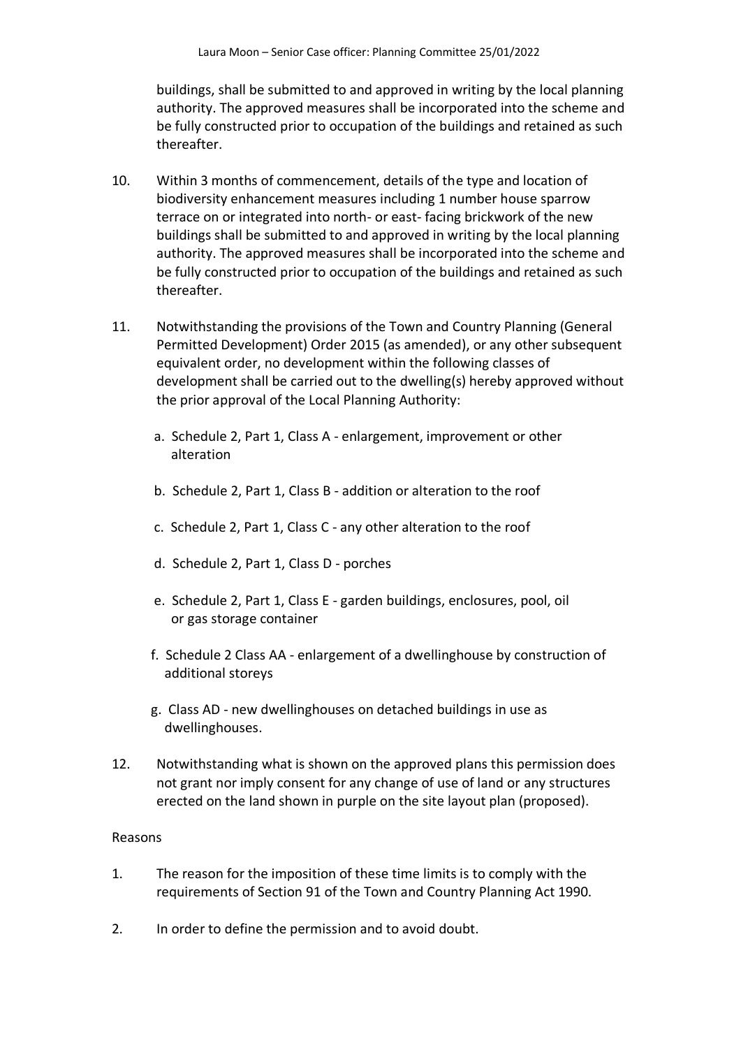buildings, shall be submitted to and approved in writing by the local planning authority. The approved measures shall be incorporated into the scheme and be fully constructed prior to occupation of the buildings and retained as such thereafter.

10. Within 3 months of commencement, details of the type and location of biodiversity enhancement measures including 1 number house sparrow terrace on or integrated into north- or east- facing brickwork of the new buildings shall be submitted to and approved in writing by the local planning authority. The approved measures shall be incorporated into the scheme and be fully constructed prior to occupation of the buildings and retained as such thereafter.

11. Notwithstanding the provisions of the Town and Country Planning (General Permitted Development) Order 2015 (as amended), or any other subsequent equivalent order, no development within the following classes of development shall be carried out to the dwelling(s) hereby approved without the prior approval of the Local Planning Authority:

    a. Schedule 2, Part 1, Class A - enlargement, improvement or other alteration

    b. Schedule 2, Part 1, Class B - addition or alteration to the roof

    c. Schedule 2, Part 1, Class C - any other alteration to the roof

    d. Schedule 2, Part 1, Class D - porches

    e. Schedule 2, Part 1, Class E - garden buildings, enclosures, pool, oil or gas storage container

    f. Schedule 2 Class AA - enlargement of a dwellinghouse by construction of additional storeys

    g. Class AD - new dwellinghouses on detached buildings in use as dwellinghouses.

12. Notwithstanding what is shown on the approved plans this permission does not grant nor imply consent for any change of use of land or any structures erected on the land shown in purple on the site layout plan (proposed).

Reasons

1. The reason for the imposition of these time limits is to comply with the requirements of Section 91 of the Town and Country Planning Act 1990.

2. In order to define the permission and to avoid doubt.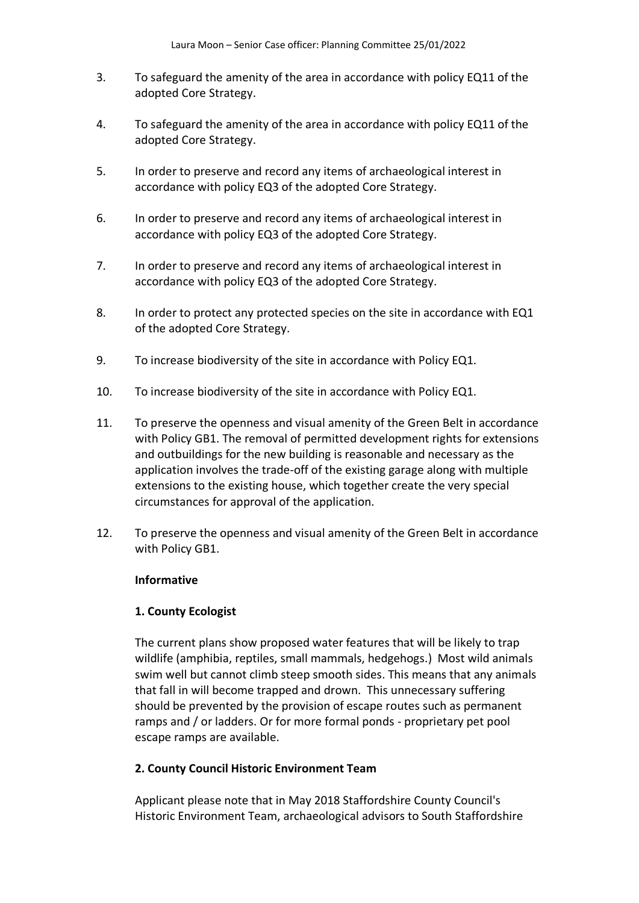3. To safeguard the amenity of the area in accordance with policy EQ11 of the adopted Core Strategy.

4. To safeguard the amenity of the area in accordance with policy EQ11 of the adopted Core Strategy.

5. In order to preserve and record any items of archaeological interest in accordance with policy EQ3 of the adopted Core Strategy.

6. In order to preserve and record any items of archaeological interest in accordance with policy EQ3 of the adopted Core Strategy.

7. In order to preserve and record any items of archaeological interest in accordance with policy EQ3 of the adopted Core Strategy.

8. In order to protect any protected species on the site in accordance with EQ1 of the adopted Core Strategy.

9. To increase biodiversity of the site in accordance with Policy EQ1.

10. To increase biodiversity of the site in accordance with Policy EQ1.

11. To preserve the openness and visual amenity of the Green Belt in accordance with Policy GB1. The removal of permitted development rights for extensions and outbuildings for the new building is reasonable and necessary as the application involves the trade-off of the existing garage along with multiple extensions to the existing house, which together create the very special circumstances for approval of the application.

12. To preserve the openness and visual amenity of the Green Belt in accordance with Policy GB1.

**Informative**

**1. County Ecologist**

The current plans show proposed water features that will be likely to trap wildlife (amphibia, reptiles, small mammals, hedgehogs.) Most wild animals swim well but cannot climb steep smooth sides. This means that any animals that fall in will become trapped and drown. This unnecessary suffering should be prevented by the provision of escape routes such as permanent ramps and / or ladders. Or for more formal ponds - proprietary pet pool escape ramps are available.

**2. County Council Historic Environment Team**

Applicant please note that in May 2018 Staffordshire County Council's Historic Environment Team, archaeological advisors to South Staffordshire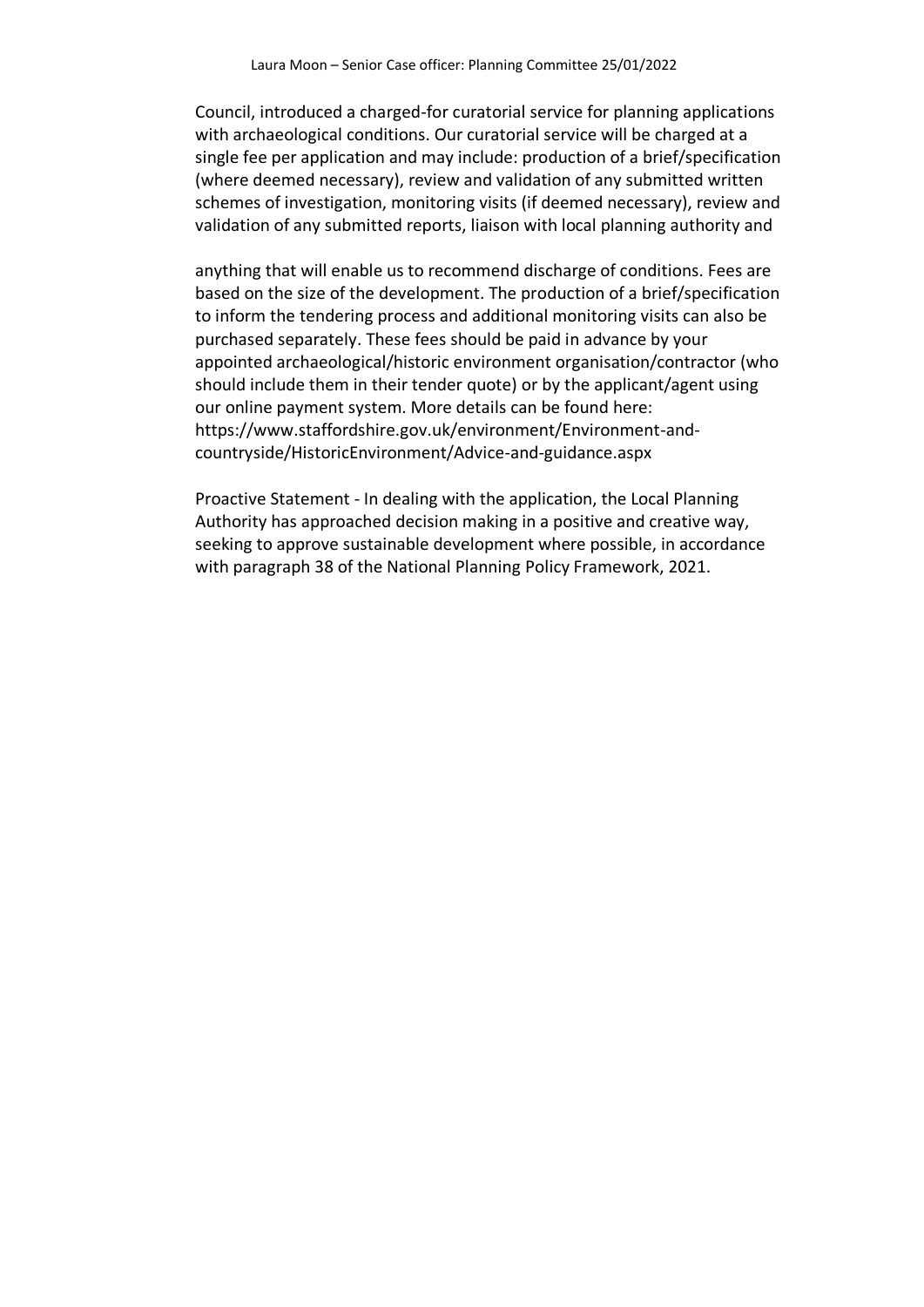Council, introduced a charged-for curatorial service for planning applications with archaeological conditions. Our curatorial service will be charged at a single fee per application and may include: production of a brief/specification (where deemed necessary), review and validation of any submitted written schemes of investigation, monitoring visits (if deemed necessary), review and validation of any submitted reports, liaison with local planning authority and

anything that will enable us to recommend discharge of conditions. Fees are based on the size of the development. The production of a brief/specification to inform the tendering process and additional monitoring visits can also be purchased separately. These fees should be paid in advance by your appointed archaeological/historic environment organisation/contractor (who should include them in their tender quote) or by the applicant/agent using our online payment system. More details can be found here: https://www.staffordshire.gov.uk/environment/Environment-and-countryside/HistoricEnvironment/Advice-and-guidance.aspx

Proactive Statement - In dealing with the application, the Local Planning Authority has approached decision making in a positive and creative way, seeking to approve sustainable development where possible, in accordance with paragraph 38 of the National Planning Policy Framework, 2021.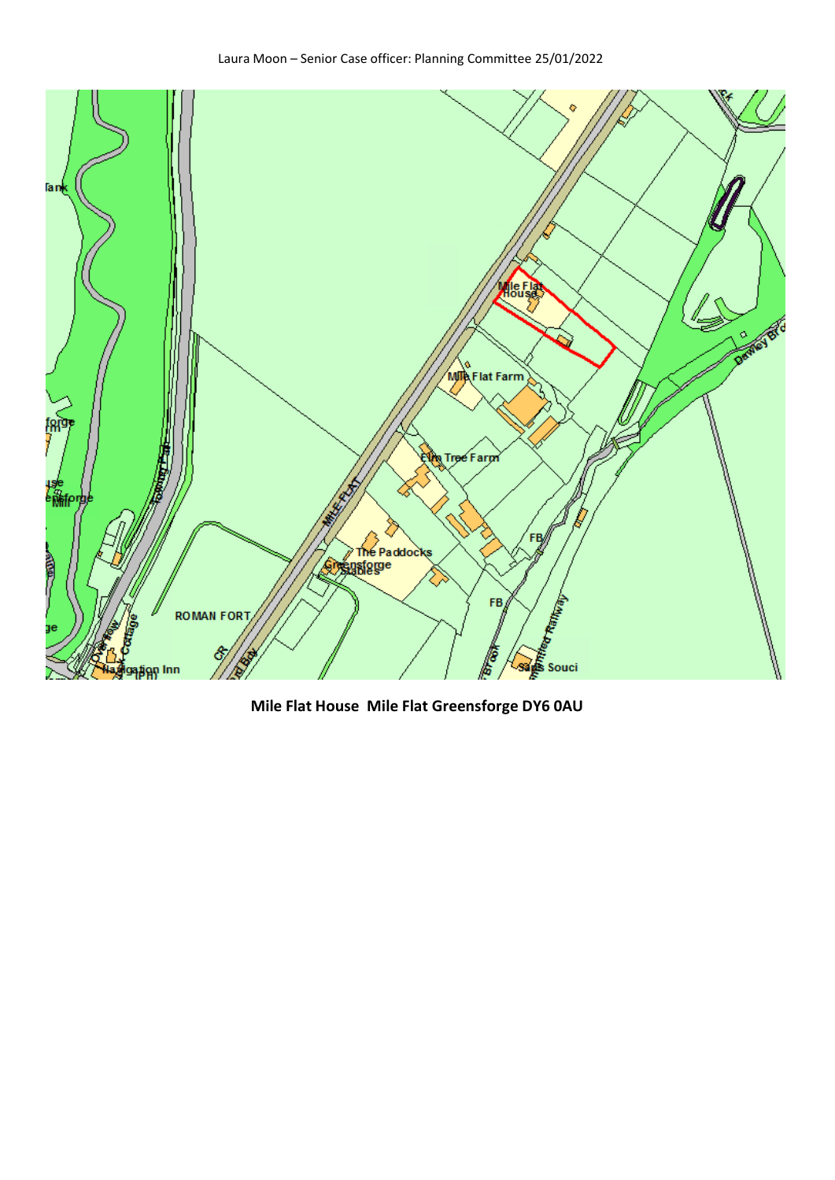Laura Moon – Senior Case officer: Planning Committee 25/01/2022

**Mile Flat House Mile Flat Greensforge DY6 0AU**